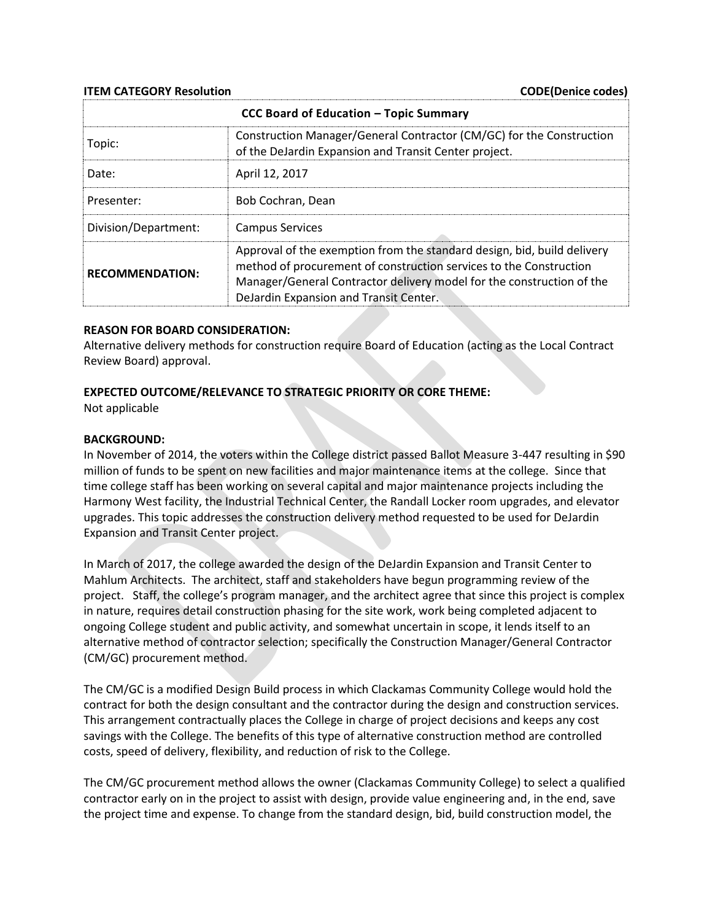**ITEM CATEGORY Resolution** **CODE(Denice codes)**

| CCC Board of Education – Topic Summary | |
|---|---|
| Topic: | Construction Manager/General Contractor (CM/GC) for the Construction of the DeJardin Expansion and Transit Center project. |
| Date: | April 12, 2017 |
| Presenter: | Bob Cochran, Dean |
| Division/Department: | Campus Services |
| **RECOMMENDATION:** | Approval of the exemption from the standard design, bid, build delivery method of procurement of construction services to the Construction Manager/General Contractor delivery model for the construction of the DeJardin Expansion and Transit Center. |

**REASON FOR BOARD CONSIDERATION:**
Alternative delivery methods for construction require Board of Education (acting as the Local Contract Review Board) approval.

**EXPECTED OUTCOME/RELEVANCE TO STRATEGIC PRIORITY OR CORE THEME:**
Not applicable

**BACKGROUND:**
In November of 2014, the voters within the College district passed Ballot Measure 3-447 resulting in $90 million of funds to be spent on new facilities and major maintenance items at the college. Since that time college staff has been working on several capital and major maintenance projects including the Harmony West facility, the Industrial Technical Center, the Randall Locker room upgrades, and elevator upgrades. This topic addresses the construction delivery method requested to be used for DeJardin Expansion and Transit Center project.

In March of 2017, the college awarded the design of the DeJardin Expansion and Transit Center to Mahlum Architects. The architect, staff and stakeholders have begun programming review of the project. Staff, the college's program manager, and the architect agree that since this project is complex in nature, requires detail construction phasing for the site work, work being completed adjacent to ongoing College student and public activity, and somewhat uncertain in scope, it lends itself to an alternative method of contractor selection; specifically the Construction Manager/General Contractor (CM/GC) procurement method.

The CM/GC is a modified Design Build process in which Clackamas Community College would hold the contract for both the design consultant and the contractor during the design and construction services. This arrangement contractually places the College in charge of project decisions and keeps any cost savings with the College. The benefits of this type of alternative construction method are controlled costs, speed of delivery, flexibility, and reduction of risk to the College.

The CM/GC procurement method allows the owner (Clackamas Community College) to select a qualified contractor early on in the project to assist with design, provide value engineering and, in the end, save the project time and expense. To change from the standard design, bid, build construction model, the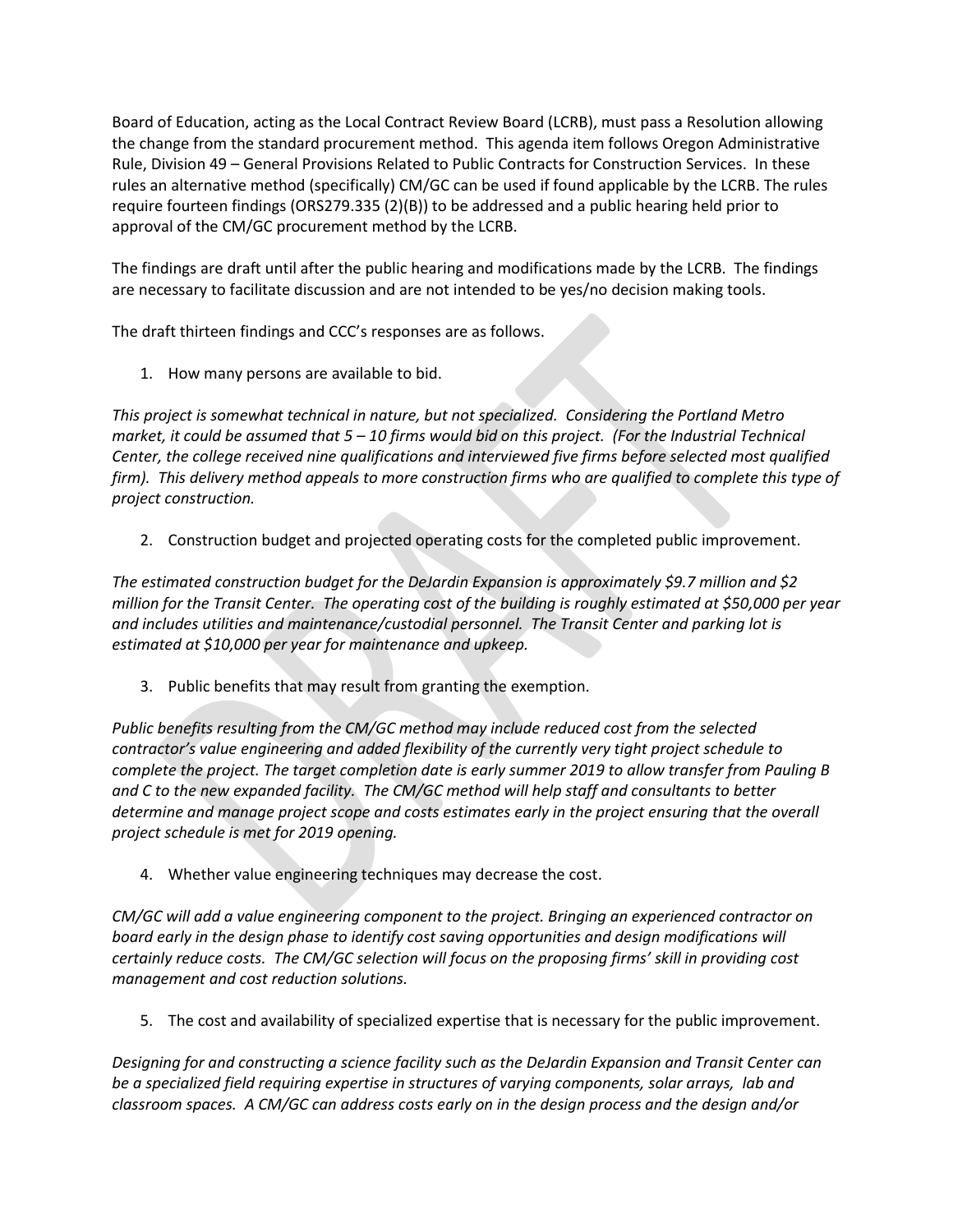Board of Education, acting as the Local Contract Review Board (LCRB), must pass a Resolution allowing the change from the standard procurement method. This agenda item follows Oregon Administrative Rule, Division 49 – General Provisions Related to Public Contracts for Construction Services. In these rules an alternative method (specifically) CM/GC can be used if found applicable by the LCRB. The rules require fourteen findings (ORS279.335 (2)(B)) to be addressed and a public hearing held prior to approval of the CM/GC procurement method by the LCRB.

The findings are draft until after the public hearing and modifications made by the LCRB. The findings are necessary to facilitate discussion and are not intended to be yes/no decision making tools.

The draft thirteen findings and CCC's responses are as follows.

1. How many persons are available to bid.

*This project is somewhat technical in nature, but not specialized. Considering the Portland Metro market, it could be assumed that 5 – 10 firms would bid on this project. (For the Industrial Technical Center, the college received nine qualifications and interviewed five firms before selected most qualified firm). This delivery method appeals to more construction firms who are qualified to complete this type of project construction.*

2. Construction budget and projected operating costs for the completed public improvement.

*The estimated construction budget for the DeJardin Expansion is approximately $9.7 million and $2 million for the Transit Center. The operating cost of the building is roughly estimated at $50,000 per year and includes utilities and maintenance/custodial personnel. The Transit Center and parking lot is estimated at $10,000 per year for maintenance and upkeep.*

3. Public benefits that may result from granting the exemption.

*Public benefits resulting from the CM/GC method may include reduced cost from the selected contractor's value engineering and added flexibility of the currently very tight project schedule to complete the project. The target completion date is early summer 2019 to allow transfer from Pauling B and C to the new expanded facility. The CM/GC method will help staff and consultants to better determine and manage project scope and costs estimates early in the project ensuring that the overall project schedule is met for 2019 opening.*

4. Whether value engineering techniques may decrease the cost.

*CM/GC will add a value engineering component to the project. Bringing an experienced contractor on board early in the design phase to identify cost saving opportunities and design modifications will certainly reduce costs. The CM/GC selection will focus on the proposing firms' skill in providing cost management and cost reduction solutions.*

5. The cost and availability of specialized expertise that is necessary for the public improvement.

*Designing for and constructing a science facility such as the DeJardin Expansion and Transit Center can be a specialized field requiring expertise in structures of varying components, solar arrays, lab and classroom spaces. A CM/GC can address costs early on in the design process and the design and/or*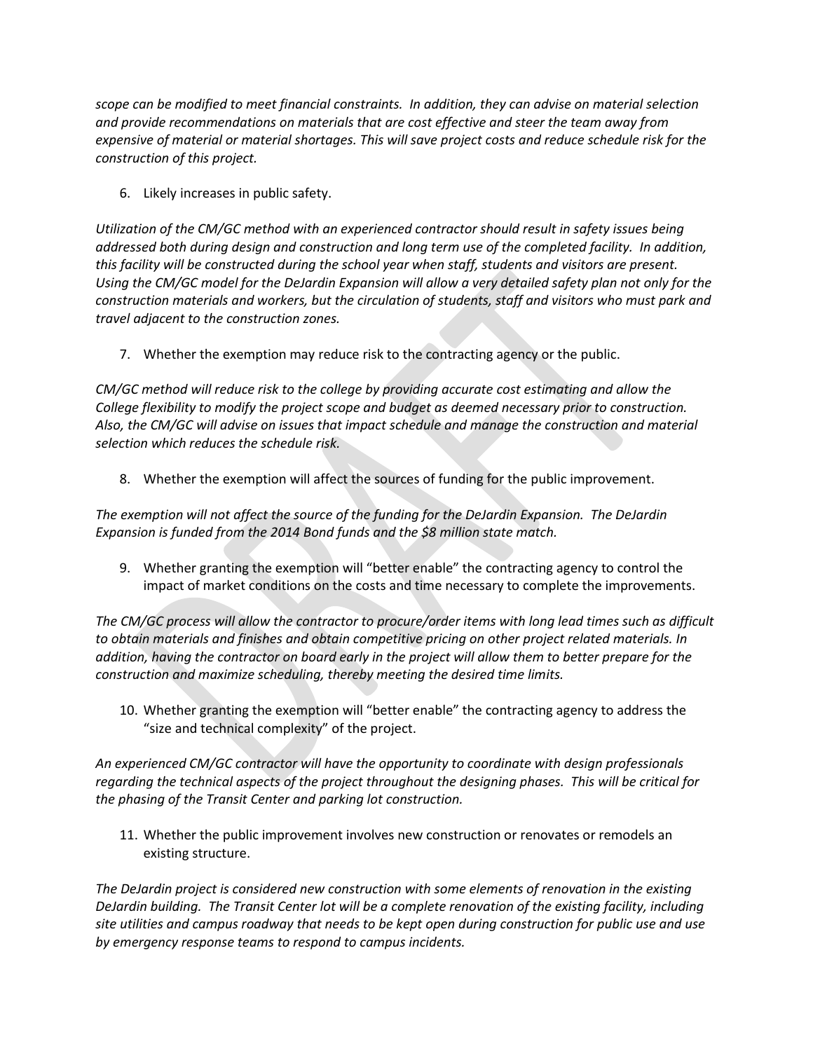*scope can be modified to meet financial constraints. In addition, they can advise on material selection and provide recommendations on materials that are cost effective and steer the team away from expensive of material or material shortages. This will save project costs and reduce schedule risk for the construction of this project.*

6. Likely increases in public safety.

*Utilization of the CM/GC method with an experienced contractor should result in safety issues being addressed both during design and construction and long term use of the completed facility. In addition, this facility will be constructed during the school year when staff, students and visitors are present. Using the CM/GC model for the DeJardin Expansion will allow a very detailed safety plan not only for the construction materials and workers, but the circulation of students, staff and visitors who must park and travel adjacent to the construction zones.*

7. Whether the exemption may reduce risk to the contracting agency or the public.

*CM/GC method will reduce risk to the college by providing accurate cost estimating and allow the College flexibility to modify the project scope and budget as deemed necessary prior to construction. Also, the CM/GC will advise on issues that impact schedule and manage the construction and material selection which reduces the schedule risk.*

8. Whether the exemption will affect the sources of funding for the public improvement.

*The exemption will not affect the source of the funding for the DeJardin Expansion. The DeJardin Expansion is funded from the 2014 Bond funds and the $8 million state match.*

9. Whether granting the exemption will "better enable" the contracting agency to control the impact of market conditions on the costs and time necessary to complete the improvements.

*The CM/GC process will allow the contractor to procure/order items with long lead times such as difficult to obtain materials and finishes and obtain competitive pricing on other project related materials. In addition, having the contractor on board early in the project will allow them to better prepare for the construction and maximize scheduling, thereby meeting the desired time limits.*

10. Whether granting the exemption will "better enable" the contracting agency to address the "size and technical complexity" of the project.

*An experienced CM/GC contractor will have the opportunity to coordinate with design professionals regarding the technical aspects of the project throughout the designing phases. This will be critical for the phasing of the Transit Center and parking lot construction.*

11. Whether the public improvement involves new construction or renovates or remodels an existing structure.

*The DeJardin project is considered new construction with some elements of renovation in the existing DeJardin building. The Transit Center lot will be a complete renovation of the existing facility, including site utilities and campus roadway that needs to be kept open during construction for public use and use by emergency response teams to respond to campus incidents.*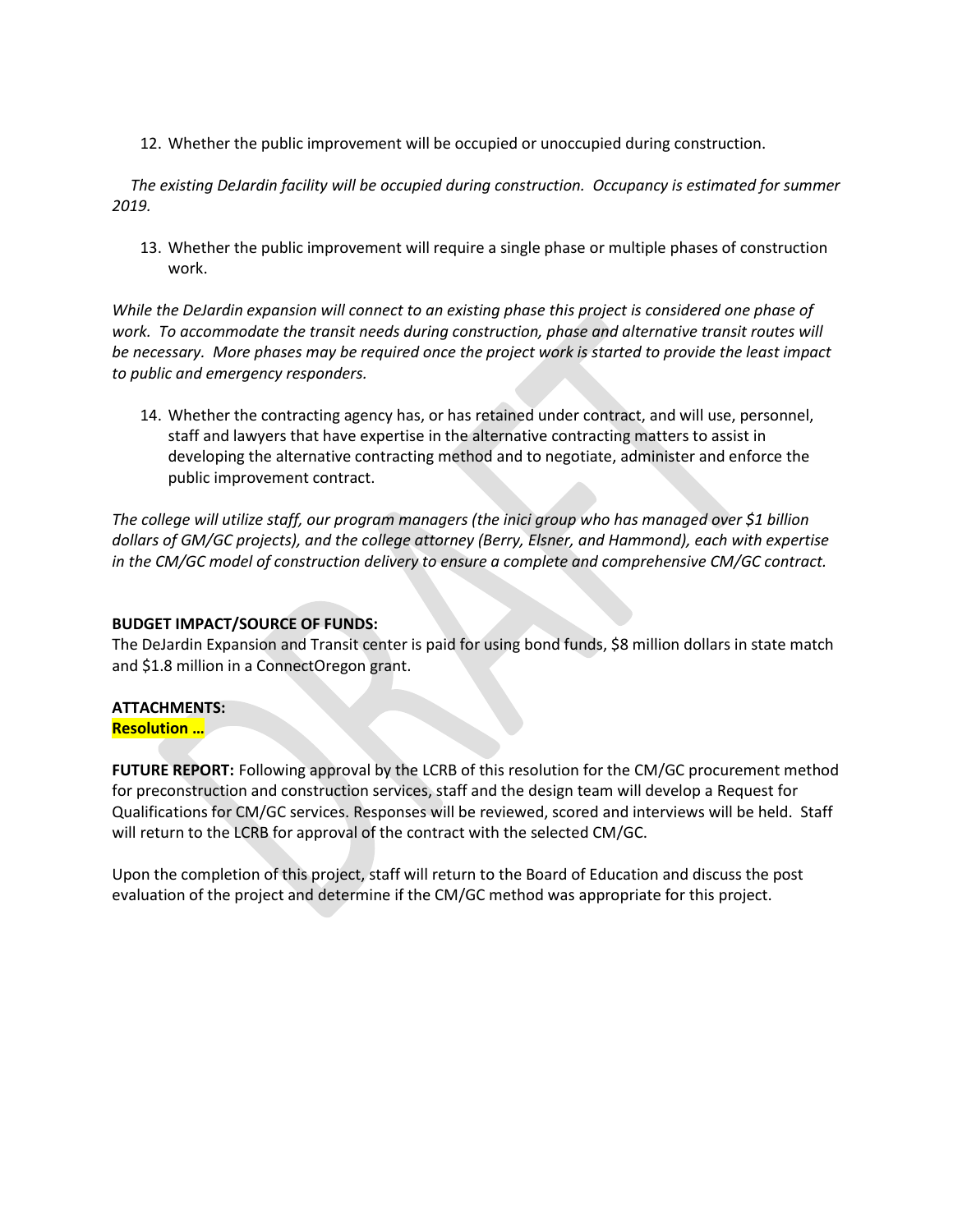12. Whether the public improvement will be occupied or unoccupied during construction.

*The existing DeJardin facility will be occupied during construction. Occupancy is estimated for summer 2019.*

13. Whether the public improvement will require a single phase or multiple phases of construction work.

*While the DeJardin expansion will connect to an existing phase this project is considered one phase of work. To accommodate the transit needs during construction, phase and alternative transit routes will be necessary. More phases may be required once the project work is started to provide the least impact to public and emergency responders.*

14. Whether the contracting agency has, or has retained under contract, and will use, personnel, staff and lawyers that have expertise in the alternative contracting matters to assist in developing the alternative contracting method and to negotiate, administer and enforce the public improvement contract.

*The college will utilize staff, our program managers (the inici group who has managed over $1 billion dollars of GM/GC projects), and the college attorney (Berry, Elsner, and Hammond), each with expertise in the CM/GC model of construction delivery to ensure a complete and comprehensive CM/GC contract.*

**BUDGET IMPACT/SOURCE OF FUNDS:**
The DeJardin Expansion and Transit center is paid for using bond funds, $8 million dollars in state match and $1.8 million in a ConnectOregon grant.

**ATTACHMENTS:**
**Resolution …**

**FUTURE REPORT:** Following approval by the LCRB of this resolution for the CM/GC procurement method for preconstruction and construction services, staff and the design team will develop a Request for Qualifications for CM/GC services. Responses will be reviewed, scored and interviews will be held. Staff will return to the LCRB for approval of the contract with the selected CM/GC.

Upon the completion of this project, staff will return to the Board of Education and discuss the post evaluation of the project and determine if the CM/GC method was appropriate for this project.